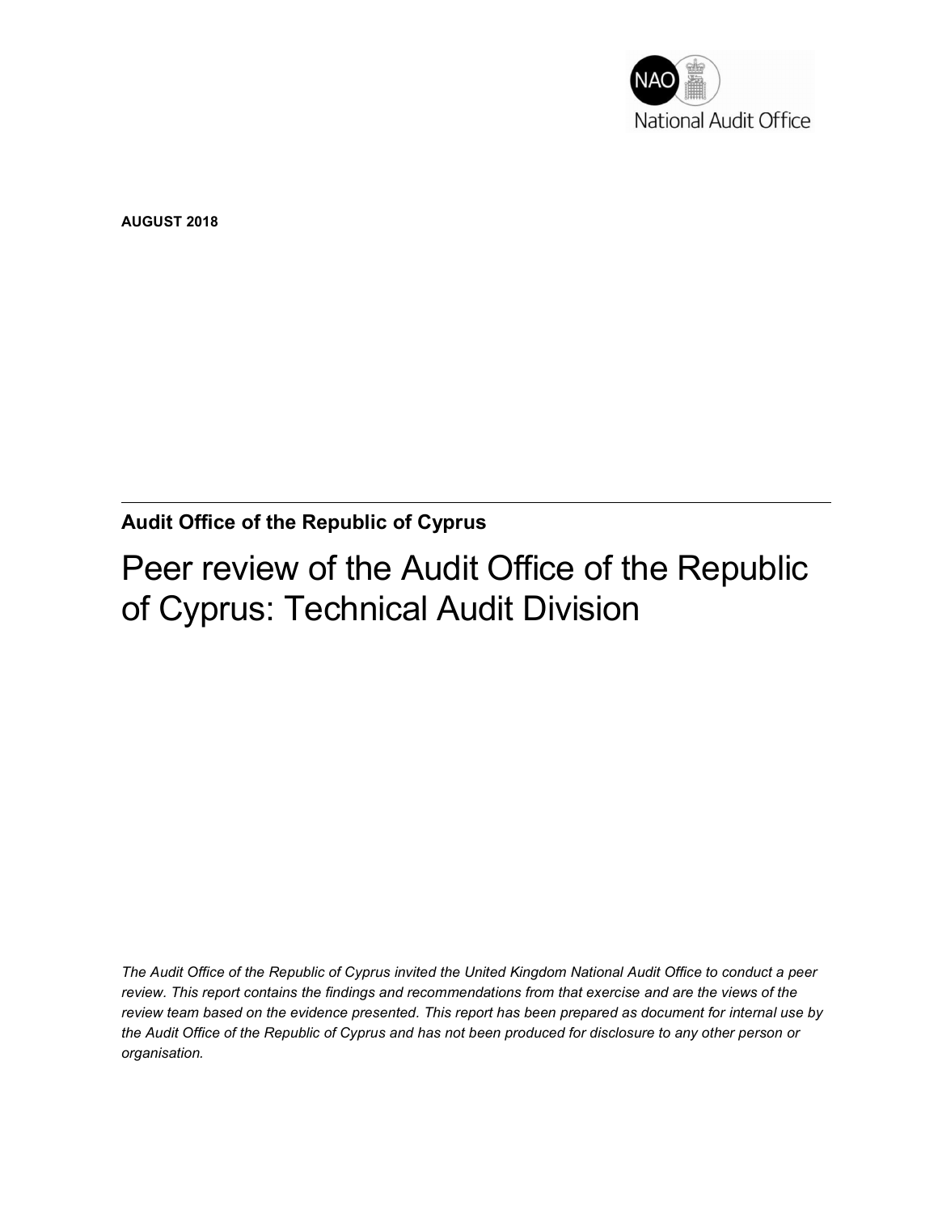National Audit Office

**AUGUST 2018**

---

**Audit Office of the Republic of Cyprus**

# Peer review of the Audit Office of the Republic of Cyprus: Technical Audit Division

*The Audit Office of the Republic of Cyprus invited the United Kingdom National Audit Office to conduct a peer review. This report contains the findings and recommendations from that exercise and are the views of the review team based on the evidence presented. This report has been prepared as document for internal use by the Audit Office of the Republic of Cyprus and has not been produced for disclosure to any other person or organisation.*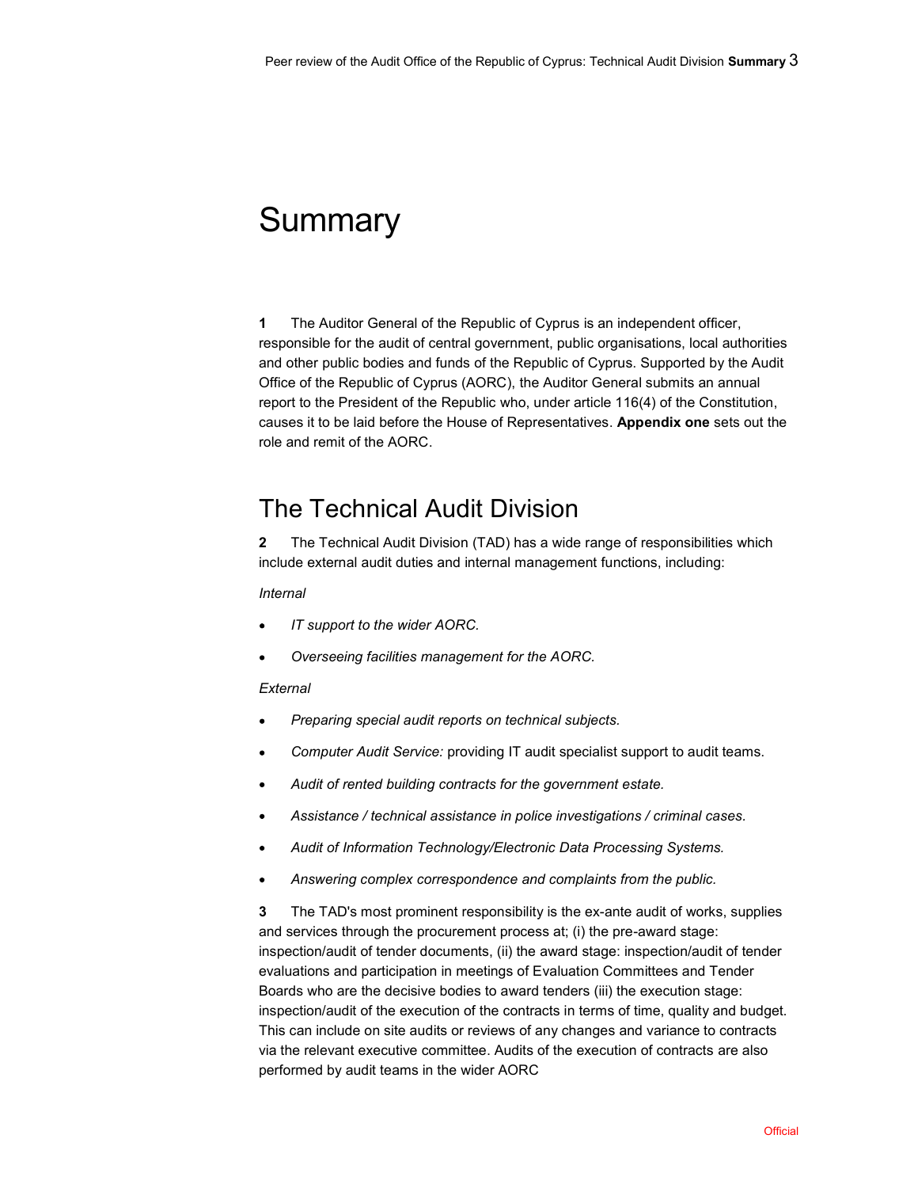# Summary

**1** The Auditor General of the Republic of Cyprus is an independent officer, responsible for the audit of central government, public organisations, local authorities and other public bodies and funds of the Republic of Cyprus. Supported by the Audit Office of the Republic of Cyprus (AORC), the Auditor General submits an annual report to the President of the Republic who, under article 116(4) of the Constitution, causes it to be laid before the House of Representatives. **Appendix one** sets out the role and remit of the AORC.

## The Technical Audit Division

**2** The Technical Audit Division (TAD) has a wide range of responsibilities which include external audit duties and internal management functions, including:

*Internal*

- *IT support to the wider AORC.*
- *Overseeing facilities management for the AORC.*

*External*

- *Preparing special audit reports on technical subjects.*
- *Computer Audit Service:* providing IT audit specialist support to audit teams.
- *Audit of rented building contracts for the government estate.*
- *Assistance / technical assistance in police investigations / criminal cases.*
- *Audit of Information Technology/Electronic Data Processing Systems.*
- *Answering complex correspondence and complaints from the public.*

**3** The TAD's most prominent responsibility is the ex-ante audit of works, supplies and services through the procurement process at; (i) the pre-award stage: inspection/audit of tender documents, (ii) the award stage: inspection/audit of tender evaluations and participation in meetings of Evaluation Committees and Tender Boards who are the decisive bodies to award tenders (iii) the execution stage: inspection/audit of the execution of the contracts in terms of time, quality and budget. This can include on site audits or reviews of any changes and variance to contracts via the relevant executive committee. Audits of the execution of contracts are also performed by audit teams in the wider AORC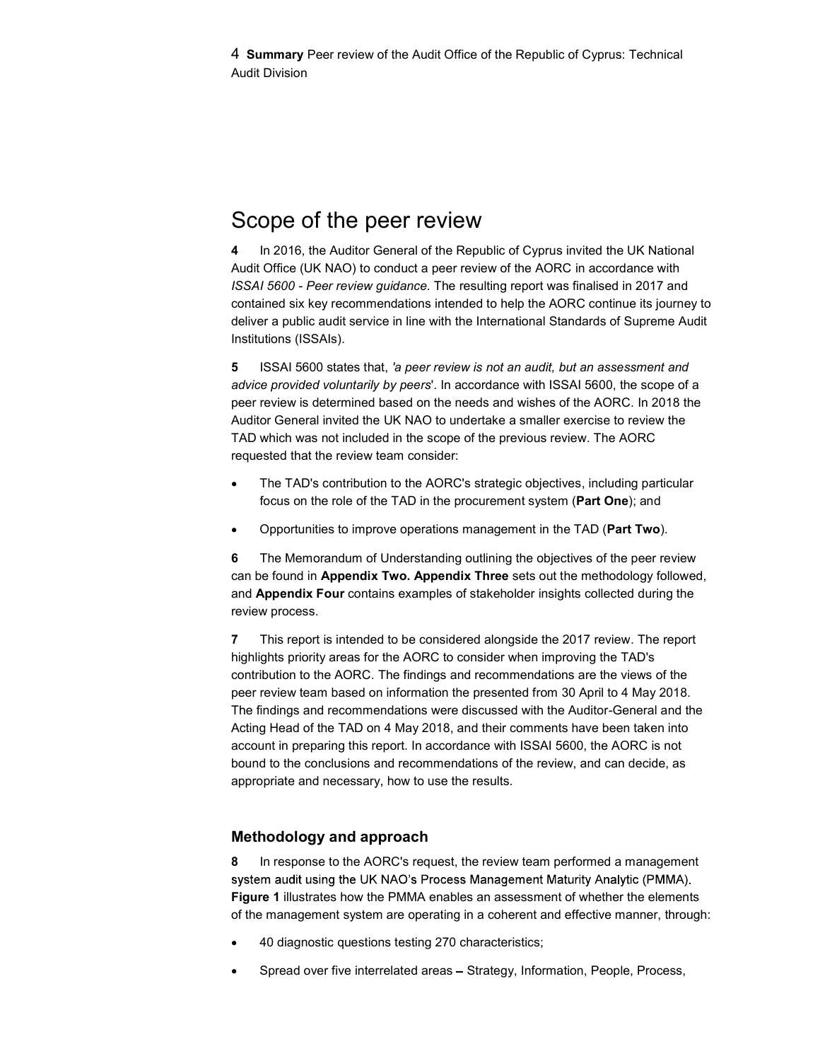## Scope of the peer review

**4** In 2016, the Auditor General of the Republic of Cyprus invited the UK National Audit Office (UK NAO) to conduct a peer review of the AORC in accordance with *ISSAI 5600 - Peer review guidance.* The resulting report was finalised in 2017 and contained six key recommendations intended to help the AORC continue its journey to deliver a public audit service in line with the International Standards of Supreme Audit Institutions (ISSAIs).

**5** ISSAI 5600 states that, *'a peer review is not an audit, but an assessment and advice provided voluntarily by peers*'. In accordance with ISSAI 5600, the scope of a peer review is determined based on the needs and wishes of the AORC. In 2018 the Auditor General invited the UK NAO to undertake a smaller exercise to review the TAD which was not included in the scope of the previous review. The AORC requested that the review team consider:

- The TAD's contribution to the AORC's strategic objectives, including particular focus on the role of the TAD in the procurement system (**Part One**); and
- Opportunities to improve operations management in the TAD (**Part Two**).

**6** The Memorandum of Understanding outlining the objectives of the peer review can be found in **Appendix Two. Appendix Three** sets out the methodology followed, and **Appendix Four** contains examples of stakeholder insights collected during the review process.

**7** This report is intended to be considered alongside the 2017 review. The report highlights priority areas for the AORC to consider when improving the TAD's contribution to the AORC. The findings and recommendations are the views of the peer review team based on information the presented from 30 April to 4 May 2018. The findings and recommendations were discussed with the Auditor-General and the Acting Head of the TAD on 4 May 2018, and their comments have been taken into account in preparing this report. In accordance with ISSAI 5600, the AORC is not bound to the conclusions and recommendations of the review, and can decide, as appropriate and necessary, how to use the results.

### Methodology and approach

**8** In response to the AORC's request, the review team performed a management system audit using the UK NAO's Process Management Maturity Analytic (PMMA). **Figure 1** illustrates how the PMMA enables an assessment of whether the elements of the management system are operating in a coherent and effective manner, through:

- 40 diagnostic questions testing 270 characteristics;
- Spread over five interrelated areas – Strategy, Information, People, Process,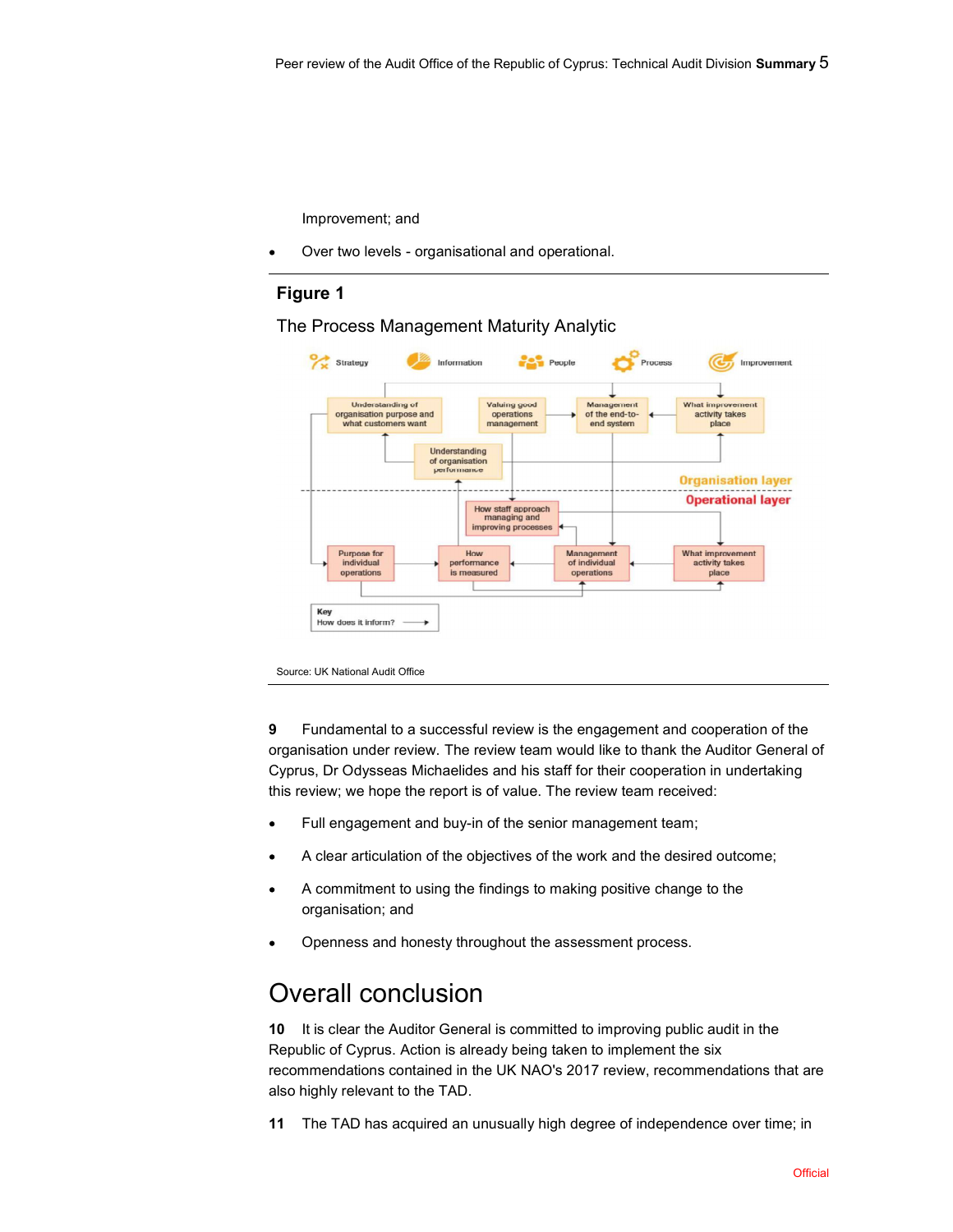Improvement; and

- Over two levels - organisational and operational.

**Figure 1**

The Process Management Maturity Analytic

Strategy | Information | People | Process | Improvement

Understanding of organisation purpose and what customers want

Valuing good operations management

Management of the end-to-end system

What improvement activity takes place

Understanding of organisation performance

Organisation layer

Operational layer

How staff approach managing and improving processes

Purpose for individual operations

How performance is measured

Management of individual operations

What improvement activity takes place

Key
How does it inform? →

Source: UK National Audit Office

**9** Fundamental to a successful review is the engagement and cooperation of the organisation under review. The review team would like to thank the Auditor General of Cyprus, Dr Odysseas Michaelides and his staff for their cooperation in undertaking this review; we hope the report is of value. The review team received:

- Full engagement and buy-in of the senior management team;
- A clear articulation of the objectives of the work and the desired outcome;
- A commitment to using the findings to making positive change to the organisation; and
- Openness and honesty throughout the assessment process.

# Overall conclusion

**10** It is clear the Auditor General is committed to improving public audit in the Republic of Cyprus. Action is already being taken to implement the six recommendations contained in the UK NAO's 2017 review, recommendations that are also highly relevant to the TAD.

**11** The TAD has acquired an unusually high degree of independence over time; in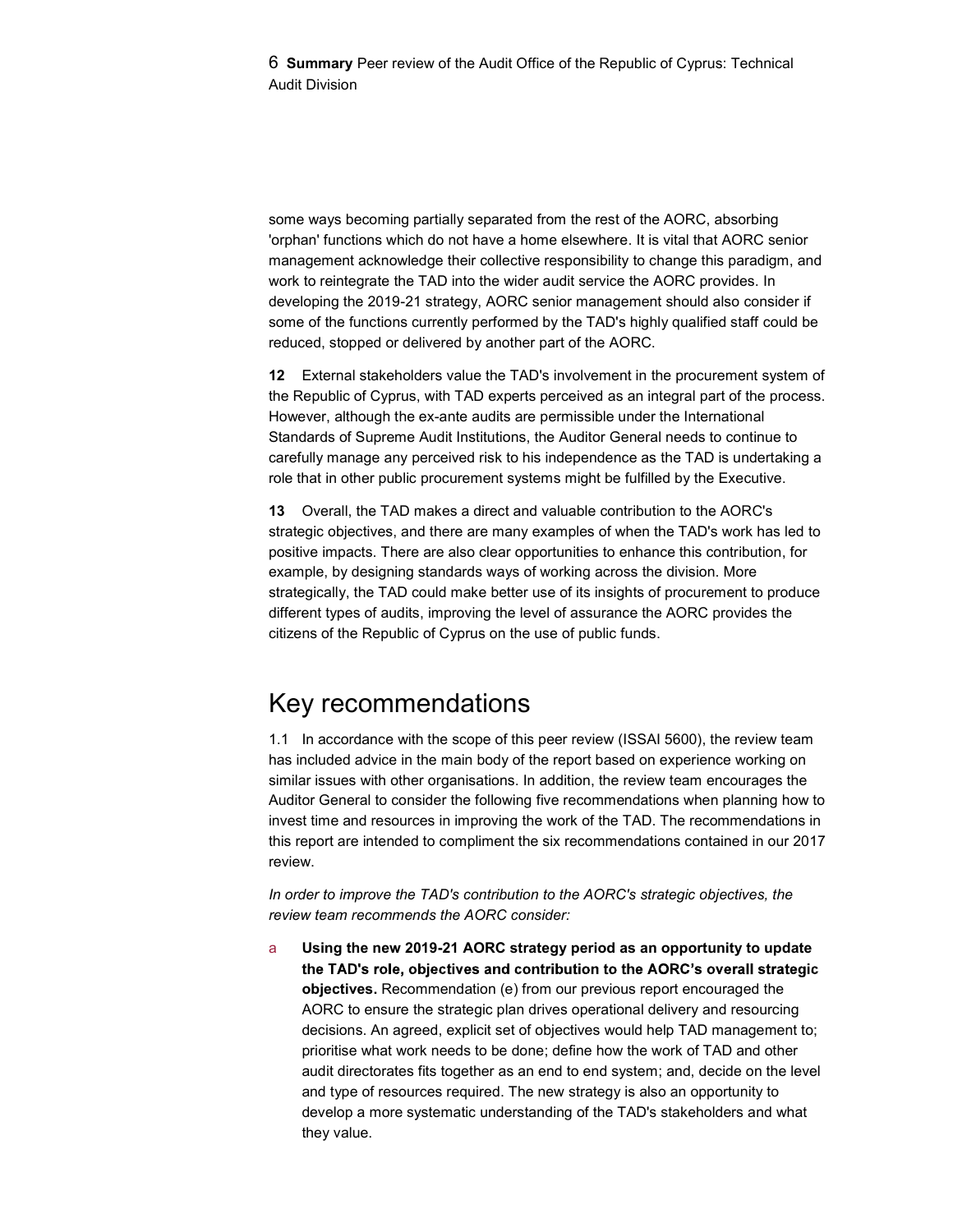some ways becoming partially separated from the rest of the AORC, absorbing 'orphan' functions which do not have a home elsewhere. It is vital that AORC senior management acknowledge their collective responsibility to change this paradigm, and work to reintegrate the TAD into the wider audit service the AORC provides. In developing the 2019-21 strategy, AORC senior management should also consider if some of the functions currently performed by the TAD's highly qualified staff could be reduced, stopped or delivered by another part of the AORC.

**12** External stakeholders value the TAD's involvement in the procurement system of the Republic of Cyprus, with TAD experts perceived as an integral part of the process. However, although the ex-ante audits are permissible under the International Standards of Supreme Audit Institutions, the Auditor General needs to continue to carefully manage any perceived risk to his independence as the TAD is undertaking a role that in other public procurement systems might be fulfilled by the Executive.

**13** Overall, the TAD makes a direct and valuable contribution to the AORC's strategic objectives, and there are many examples of when the TAD's work has led to positive impacts. There are also clear opportunities to enhance this contribution, for example, by designing standards ways of working across the division. More strategically, the TAD could make better use of its insights of procurement to produce different types of audits, improving the level of assurance the AORC provides the citizens of the Republic of Cyprus on the use of public funds.

## Key recommendations

1.1 In accordance with the scope of this peer review (ISSAI 5600), the review team has included advice in the main body of the report based on experience working on similar issues with other organisations. In addition, the review team encourages the Auditor General to consider the following five recommendations when planning how to invest time and resources in improving the work of the TAD. The recommendations in this report are intended to compliment the six recommendations contained in our 2017 review.

*In order to improve the TAD's contribution to the AORC's strategic objectives, the review team recommends the AORC consider:*

a **Using the new 2019-21 AORC strategy period as an opportunity to update the TAD's role, objectives and contribution to the AORC's overall strategic objectives.** Recommendation (e) from our previous report encouraged the AORC to ensure the strategic plan drives operational delivery and resourcing decisions. An agreed, explicit set of objectives would help TAD management to; prioritise what work needs to be done; define how the work of TAD and other audit directorates fits together as an end to end system; and, decide on the level and type of resources required. The new strategy is also an opportunity to develop a more systematic understanding of the TAD's stakeholders and what they value.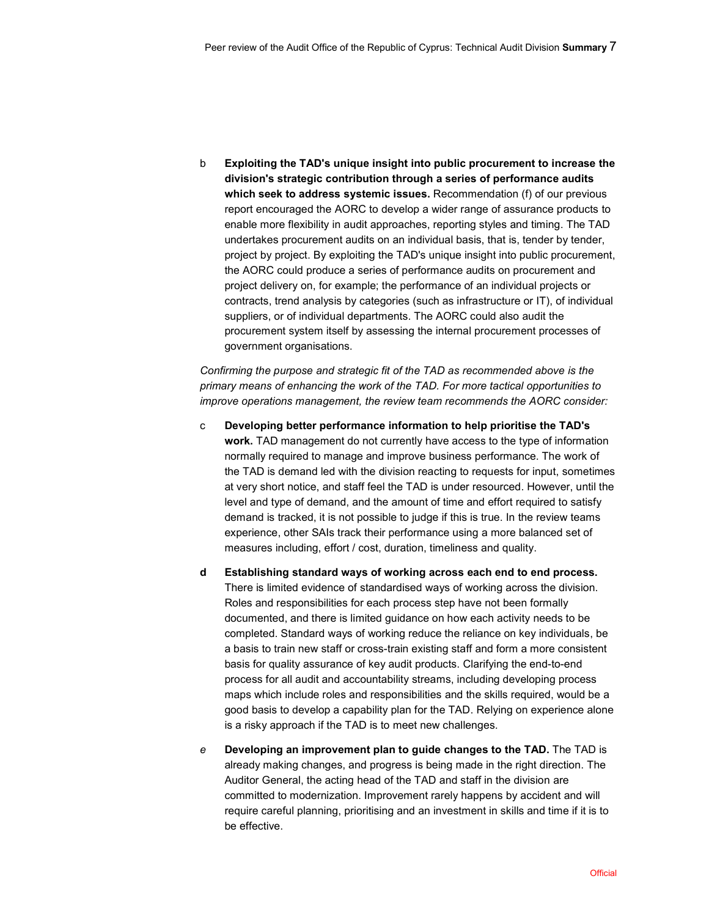b **Exploiting the TAD's unique insight into public procurement to increase the division's strategic contribution through a series of performance audits which seek to address systemic issues.** Recommendation (f) of our previous report encouraged the AORC to develop a wider range of assurance products to enable more flexibility in audit approaches, reporting styles and timing. The TAD undertakes procurement audits on an individual basis, that is, tender by tender, project by project. By exploiting the TAD's unique insight into public procurement, the AORC could produce a series of performance audits on procurement and project delivery on, for example; the performance of an individual projects or contracts, trend analysis by categories (such as infrastructure or IT), of individual suppliers, or of individual departments. The AORC could also audit the procurement system itself by assessing the internal procurement processes of government organisations.

*Confirming the purpose and strategic fit of the TAD as recommended above is the primary means of enhancing the work of the TAD. For more tactical opportunities to improve operations management, the review team recommends the AORC consider:*

c **Developing better performance information to help prioritise the TAD's work.** TAD management do not currently have access to the type of information normally required to manage and improve business performance. The work of the TAD is demand led with the division reacting to requests for input, sometimes at very short notice, and staff feel the TAD is under resourced. However, until the level and type of demand, and the amount of time and effort required to satisfy demand is tracked, it is not possible to judge if this is true. In the review teams experience, other SAIs track their performance using a more balanced set of measures including, effort / cost, duration, timeliness and quality.

**d** **Establishing standard ways of working across each end to end process.** There is limited evidence of standardised ways of working across the division. Roles and responsibilities for each process step have not been formally documented, and there is limited guidance on how each activity needs to be completed. Standard ways of working reduce the reliance on key individuals, be a basis to train new staff or cross-train existing staff and form a more consistent basis for quality assurance of key audit products. Clarifying the end-to-end process for all audit and accountability streams, including developing process maps which include roles and responsibilities and the skills required, would be a good basis to develop a capability plan for the TAD. Relying on experience alone is a risky approach if the TAD is to meet new challenges.

*e* **Developing an improvement plan to guide changes to the TAD.** The TAD is already making changes, and progress is being made in the right direction. The Auditor General, the acting head of the TAD and staff in the division are committed to modernization. Improvement rarely happens by accident and will require careful planning, prioritising and an investment in skills and time if it is to be effective.